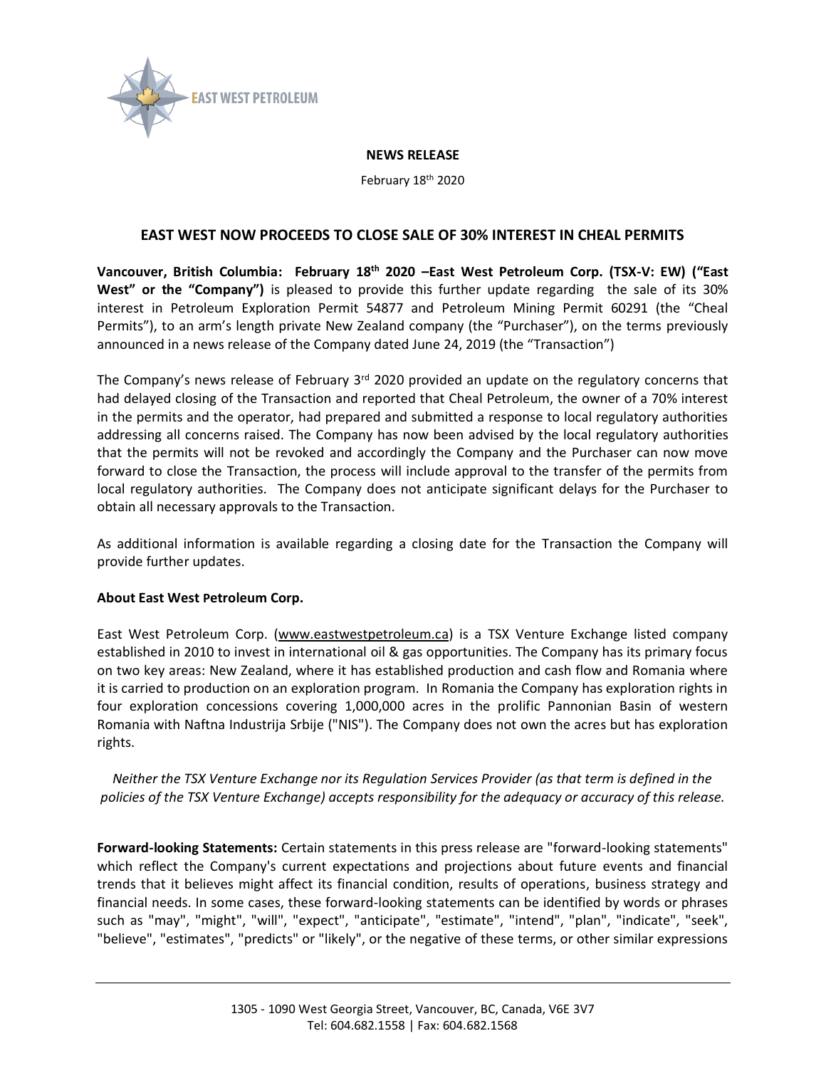**NEWS RELEASE**

February 18th 2020

## EAST WEST NOW PROCEEDS TO CLOSE SALE OF 30% INTEREST IN CHEAL PERMITS

**Vancouver, British Columbia: February 18th 2020 –East West Petroleum Corp. (TSX-V: EW) ("East West" or the "Company")** is pleased to provide this further update regarding the sale of its 30% interest in Petroleum Exploration Permit 54877 and Petroleum Mining Permit 60291 (the "Cheal Permits"), to an arm's length private New Zealand company (the "Purchaser"), on the terms previously announced in a news release of the Company dated June 24, 2019 (the "Transaction")

The Company's news release of February 3rd 2020 provided an update on the regulatory concerns that had delayed closing of the Transaction and reported that Cheal Petroleum, the owner of a 70% interest in the permits and the operator, had prepared and submitted a response to local regulatory authorities addressing all concerns raised. The Company has now been advised by the local regulatory authorities that the permits will not be revoked and accordingly the Company and the Purchaser can now move forward to close the Transaction, the process will include approval to the transfer of the permits from local regulatory authorities. The Company does not anticipate significant delays for the Purchaser to obtain all necessary approvals to the Transaction.

As additional information is available regarding a closing date for the Transaction the Company will provide further updates.

**About East West Petroleum Corp.**

East West Petroleum Corp. (www.eastwestpetroleum.ca) is a TSX Venture Exchange listed company established in 2010 to invest in international oil & gas opportunities. The Company has its primary focus on two key areas: New Zealand, where it has established production and cash flow and Romania where it is carried to production on an exploration program. In Romania the Company has exploration rights in four exploration concessions covering 1,000,000 acres in the prolific Pannonian Basin of western Romania with Naftna Industrija Srbije ("NIS"). The Company does not own the acres but has exploration rights.

*Neither the TSX Venture Exchange nor its Regulation Services Provider (as that term is defined in the policies of the TSX Venture Exchange) accepts responsibility for the adequacy or accuracy of this release.*

**Forward-looking Statements:** Certain statements in this press release are "forward-looking statements" which reflect the Company's current expectations and projections about future events and financial trends that it believes might affect its financial condition, results of operations, business strategy and financial needs. In some cases, these forward-looking statements can be identified by words or phrases such as "may", "might", "will", "expect", "anticipate", "estimate", "intend", "plan", "indicate", "seek", "believe", "estimates", "predicts" or "likely", or the negative of these terms, or other similar expressions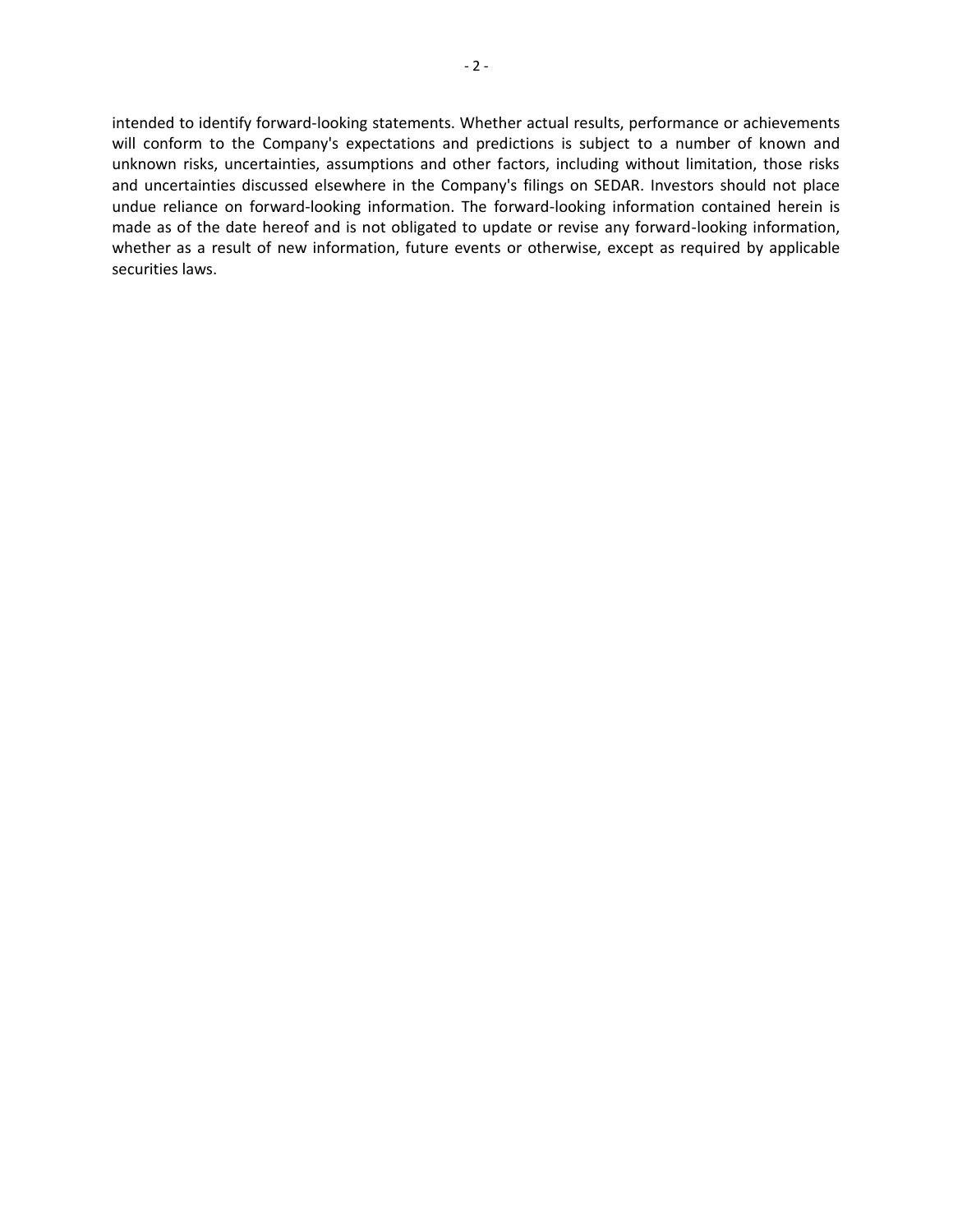intended to identify forward-looking statements. Whether actual results, performance or achievements will conform to the Company's expectations and predictions is subject to a number of known and unknown risks, uncertainties, assumptions and other factors, including without limitation, those risks and uncertainties discussed elsewhere in the Company's filings on SEDAR. Investors should not place undue reliance on forward-looking information. The forward-looking information contained herein is made as of the date hereof and is not obligated to update or revise any forward-looking information, whether as a result of new information, future events or otherwise, except as required by applicable securities laws.